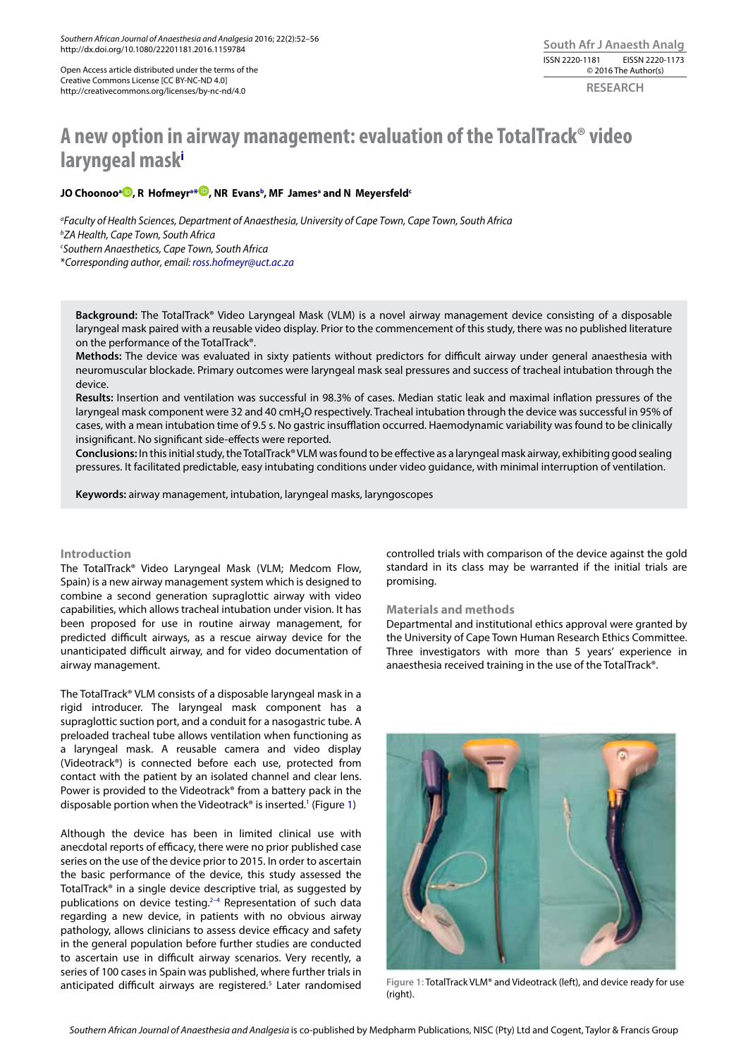# A new option in airway management: evaluation of the TotalTrack® video laryngeal mask[i]

**JO Choonoo[a], R Hofmeyr[a*], NR Evans[b], MF James[a] and N Meyersfeld[c]**

*[a]Faculty of Health Sciences, Department of Anaesthesia, University of Cape Town, Cape Town, South Africa*
*[b]ZA Health, Cape Town, South Africa*
*[c]Southern Anaesthetics, Cape Town, South Africa*
*\*Corresponding author, email: ross.hofmeyr@uct.ac.za*

**Background:** The TotalTrack® Video Laryngeal Mask (VLM) is a novel airway management device consisting of a disposable laryngeal mask paired with a reusable video display. Prior to the commencement of this study, there was no published literature on the performance of the TotalTrack®.

**Methods:** The device was evaluated in sixty patients without predictors for difficult airway under general anaesthesia with neuromuscular blockade. Primary outcomes were laryngeal mask seal pressures and success of tracheal intubation through the device.

**Results:** Insertion and ventilation was successful in 98.3% of cases. Median static leak and maximal inflation pressures of the laryngeal mask component were 32 and 40 cm$H_2O$ respectively. Tracheal intubation through the device was successful in 95% of cases, with a mean intubation time of 9.5 s. No gastric insufflation occurred. Haemodynamic variability was found to be clinically insignificant. No significant side-effects were reported.

**Conclusions:** In this initial study, the TotalTrack® VLM was found to be effective as a laryngeal mask airway, exhibiting good sealing pressures. It facilitated predictable, easy intubating conditions under video guidance, with minimal interruption of ventilation.

**Keywords:** airway management, intubation, laryngeal masks, laryngoscopes

## Introduction

The TotalTrack® Video Laryngeal Mask (VLM; Medcom Flow, Spain) is a new airway management system which is designed to combine a second generation supraglottic airway with video capabilities, which allows tracheal intubation under vision. It has been proposed for use in routine airway management, for predicted difficult airways, as a rescue airway device for the unanticipated difficult airway, and for video documentation of airway management.

The TotalTrack® VLM consists of a disposable laryngeal mask in a rigid introducer. The laryngeal mask component has a supraglottic suction port, and a conduit for a nasogastric tube. A preloaded tracheal tube allows ventilation when functioning as a laryngeal mask. A reusable camera and video display (Videotrack®) is connected before each use, protected from contact with the patient by an isolated channel and clear lens. Power is provided to the Videotrack® from a battery pack in the disposable portion when the Videotrack® is inserted.[1] (Figure 1)

Although the device has been in limited clinical use with anecdotal reports of efficacy, there were no prior published case series on the use of the device prior to 2015. In order to ascertain the basic performance of the device, this study assessed the TotalTrack® in a single device descriptive trial, as suggested by publications on device testing.[2–4] Representation of such data regarding a new device, in patients with no obvious airway pathology, allows clinicians to assess device efficacy and safety in the general population before further studies are conducted to ascertain use in difficult airway scenarios. Very recently, a series of 100 cases in Spain was published, where further trials in anticipated difficult airways are registered.[5] Later randomised controlled trials with comparison of the device against the gold standard in its class may be warranted if the initial trials are promising.

## Materials and methods

Departmental and institutional ethics approval were granted by the University of Cape Town Human Research Ethics Committee. Three investigators with more than 5 years' experience in anaesthesia received training in the use of the TotalTrack®.

Figure 1: TotalTrack VLM® and Videotrack (left), and device ready for use (right).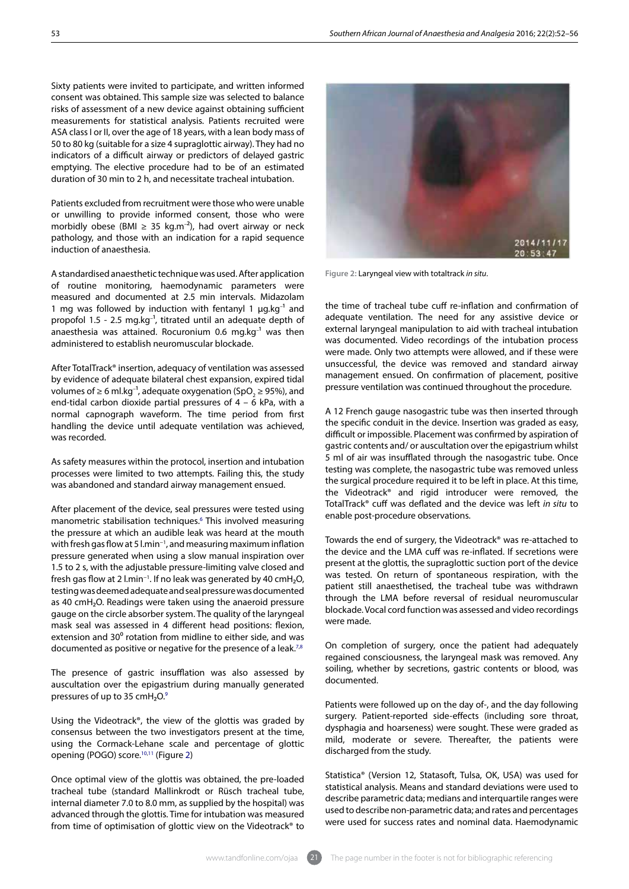Sixty patients were invited to participate, and written informed consent was obtained. This sample size was selected to balance risks of assessment of a new device against obtaining sufficient measurements for statistical analysis. Patients recruited were ASA class I or II, over the age of 18 years, with a lean body mass of 50 to 80 kg (suitable for a size 4 supraglottic airway). They had no indicators of a difficult airway or predictors of delayed gastric emptying. The elective procedure had to be of an estimated duration of 30 min to 2 h, and necessitate tracheal intubation.

Patients excluded from recruitment were those who were unable or unwilling to provide informed consent, those who were morbidly obese (BMI ≥ 35 $kg.m^{-2}$), had overt airway or neck pathology, and those with an indication for a rapid sequence induction of anaesthesia.

A standardised anaesthetic technique was used. After application of routine monitoring, haemodynamic parameters were measured and documented at 2.5 min intervals. Midazolam 1 mg was followed by induction with fentanyl 1 $\mu g.kg^{-1}$ and propofol 1.5 - 2.5 $mg.kg^{-1}$, titrated until an adequate depth of anaesthesia was attained. Rocuronium 0.6 $mg.kg^{-1}$ was then administered to establish neuromuscular blockade.

After TotalTrack® insertion, adequacy of ventilation was assessed by evidence of adequate bilateral chest expansion, expired tidal volumes of ≥ 6 $ml.kg^{-1}$, adequate oxygenation ($SpO_2$ ≥ 95%), and end-tidal carbon dioxide partial pressures of 4 – 6 kPa, with a normal capnograph waveform. The time period from first handling the device until adequate ventilation was achieved, was recorded.

As safety measures within the protocol, insertion and intubation processes were limited to two attempts. Failing this, the study was abandoned and standard airway management ensued.

After placement of the device, seal pressures were tested using manometric stabilisation techniques.[6] This involved measuring the pressure at which an audible leak was heard at the mouth with fresh gas flow at 5 $l.min^{-1}$, and measuring maximum inflation pressure generated when using a slow manual inspiration over 1.5 to 2 s, with the adjustable pressure-limiting valve closed and fresh gas flow at 2 $l.min^{-1}$. If no leak was generated by 40 $cmH_2O$, testing was deemed adequate and seal pressure was documented as 40 $cmH_2O$. Readings were taken using the anaeroid pressure gauge on the circle absorber system. The quality of the laryngeal mask seal was assessed in 4 different head positions: flexion, extension and 30° rotation from midline to either side, and was documented as positive or negative for the presence of a leak.[7,8]

The presence of gastric insufflation was also assessed by auscultation over the epigastrium during manually generated pressures of up to 35 $cmH_2O$.[9]

Using the Videotrack®, the view of the glottis was graded by consensus between the two investigators present at the time, using the Cormack-Lehane scale and percentage of glottic opening (POGO) score.[10,11] (Figure 2)

Once optimal view of the glottis was obtained, the pre-loaded tracheal tube (standard Mallinkrodt or Rüsch tracheal tube, internal diameter 7.0 to 8.0 mm, as supplied by the hospital) was advanced through the glottis. Time for intubation was measured from time of optimisation of glottic view on the Videotrack® to the time of tracheal tube cuff re-inflation and confirmation of adequate ventilation. The need for any assistive device or external laryngeal manipulation to aid with tracheal intubation was documented. Video recordings of the intubation process were made. Only two attempts were allowed, and if these were unsuccessful, the device was removed and standard airway management ensued. On confirmation of placement, positive pressure ventilation was continued throughout the procedure.

Figure 2: Laryngeal view with totaltrack *in situ*.

A 12 French gauge nasogastric tube was then inserted through the specific conduit in the device. Insertion was graded as easy, difficult or impossible. Placement was confirmed by aspiration of gastric contents and/ or auscultation over the epigastrium whilst 5 ml of air was insufflated through the nasogastric tube. Once testing was complete, the nasogastric tube was removed unless the surgical procedure required it to be left in place. At this time, the Videotrack® and rigid introducer were removed, the TotalTrack® cuff was deflated and the device was left *in situ* to enable post-procedure observations.

Towards the end of surgery, the Videotrack® was re-attached to the device and the LMA cuff was re-inflated. If secretions were present at the glottis, the supraglottic suction port of the device was tested. On return of spontaneous respiration, with the patient still anaesthetised, the tracheal tube was withdrawn through the LMA before reversal of residual neuromuscular blockade. Vocal cord function was assessed and video recordings were made.

On completion of surgery, once the patient had adequately regained consciousness, the laryngeal mask was removed. Any soiling, whether by secretions, gastric contents or blood, was documented.

Patients were followed up on the day of-, and the day following surgery. Patient-reported side-effects (including sore throat, dysphagia and hoarseness) were sought. These were graded as mild, moderate or severe. Thereafter, the patients were discharged from the study.

Statistica® (Version 12, Statasoft, Tulsa, OK, USA) was used for statistical analysis. Means and standard deviations were used to describe parametric data; medians and interquartile ranges were used to describe non-parametric data; and rates and percentages were used for success rates and nominal data. Haemodynamic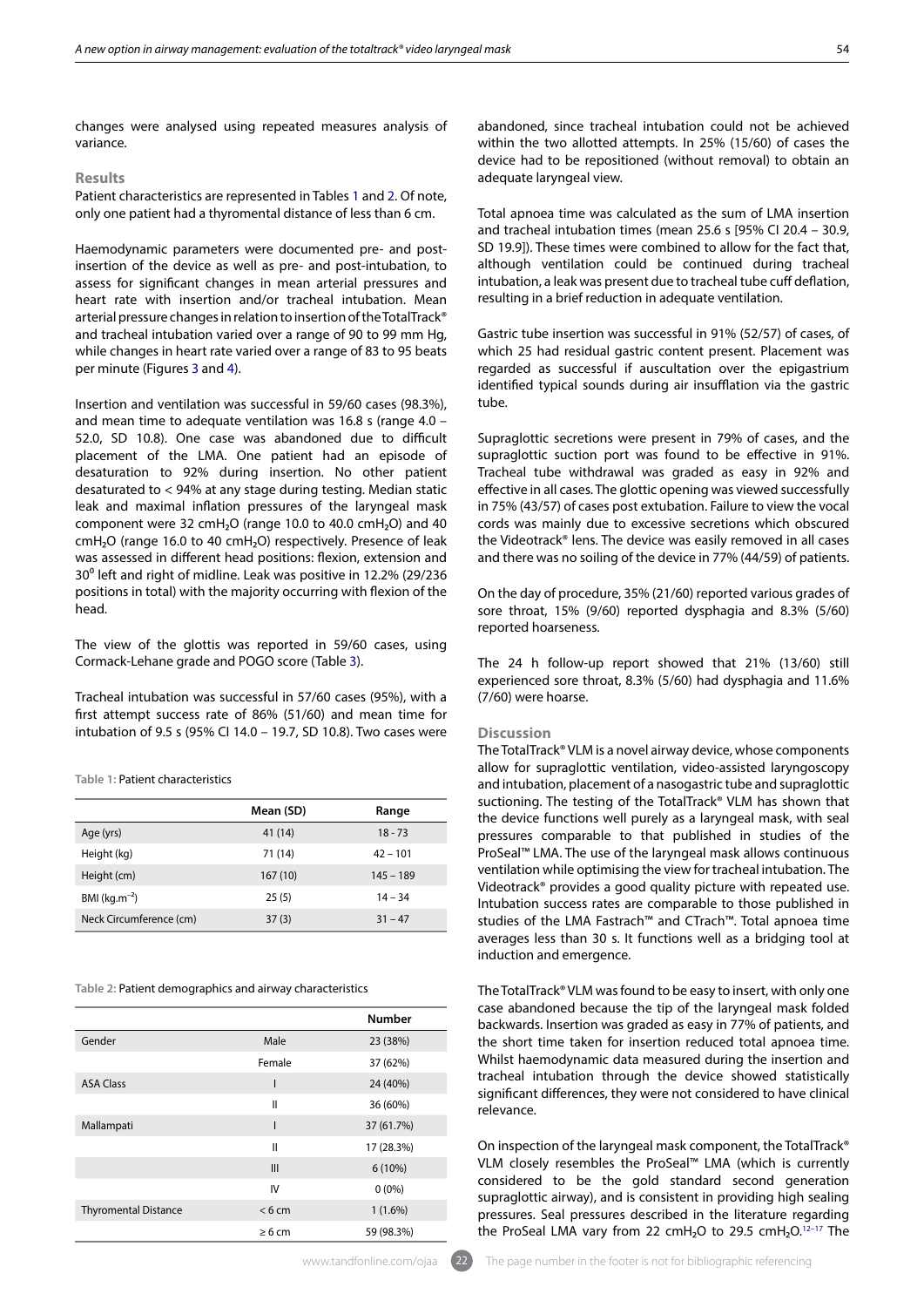changes were analysed using repeated measures analysis of variance.

### Results

Patient characteristics are represented in Tables 1 and 2. Of note, only one patient had a thyromental distance of less than 6 cm.

Haemodynamic parameters were documented pre- and post-insertion of the device as well as pre- and post-intubation, to assess for significant changes in mean arterial pressures and heart rate with insertion and/or tracheal intubation. Mean arterial pressure changes in relation to insertion of the TotalTrack® and tracheal intubation varied over a range of 90 to 99 mm Hg, while changes in heart rate varied over a range of 83 to 95 beats per minute (Figures 3 and 4).

Insertion and ventilation was successful in 59/60 cases (98.3%), and mean time to adequate ventilation was 16.8 s (range 4.0 – 52.0, SD 10.8). One case was abandoned due to difficult placement of the LMA. One patient had an episode of desaturation to 92% during insertion. No other patient desaturated to < 94% at any stage during testing. Median static leak and maximal inflation pressures of the laryngeal mask component were 32 $cmH_2O$ (range 10.0 to 40.0 $cmH_2O$) and 40 $cmH_2O$ (range 16.0 to 40 $cmH_2O$) respectively. Presence of leak was assessed in different head positions: flexion, extension and $30^0$ left and right of midline. Leak was positive in 12.2% (29/236 positions in total) with the majority occurring with flexion of the head.

The view of the glottis was reported in 59/60 cases, using Cormack-Lehane grade and POGO score (Table 3).

Tracheal intubation was successful in 57/60 cases (95%), with a first attempt success rate of 86% (51/60) and mean time for intubation of 9.5 s (95% CI 14.0 – 19.7, SD 10.8). Two cases were abandoned, since tracheal intubation could not be achieved within the two allotted attempts. In 25% (15/60) of cases the device had to be repositioned (without removal) to obtain an adequate laryngeal view.

Total apnoea time was calculated as the sum of LMA insertion and tracheal intubation times (mean 25.6 s [95% CI 20.4 – 30.9, SD 19.9]). These times were combined to allow for the fact that, although ventilation could be continued during tracheal intubation, a leak was present due to tracheal tube cuff deflation, resulting in a brief reduction in adequate ventilation.

Gastric tube insertion was successful in 91% (52/57) of cases, of which 25 had residual gastric content present. Placement was regarded as successful if auscultation over the epigastrium identified typical sounds during air insufflation via the gastric tube.

Supraglottic secretions were present in 79% of cases, and the supraglottic suction port was found to be effective in 91%. Tracheal tube withdrawal was graded as easy in 92% and effective in all cases. The glottic opening was viewed successfully in 75% (43/57) of cases post extubation. Failure to view the vocal cords was mainly due to excessive secretions which obscured the Videotrack® lens. The device was easily removed in all cases and there was no soiling of the device in 77% (44/59) of patients.

On the day of procedure, 35% (21/60) reported various grades of sore throat, 15% (9/60) reported dysphagia and 8.3% (5/60) reported hoarseness.

The 24 h follow-up report showed that 21% (13/60) still experienced sore throat, 8.3% (5/60) had dysphagia and 11.6% (7/60) were hoarse.

Table 1: Patient characteristics

| | Mean (SD) | Range |
|---|---|---|
| Age (yrs) | 41 (14) | 18 - 73 |
| Height (kg) | 71 (14) | 42 – 101 |
| Height (cm) | 167 (10) | 145 – 189 |
| BMI ($kg.m^{-2}$) | 25 (5) | 14 – 34 |
| Neck Circumference (cm) | 37 (3) | 31 – 47 |

Table 2: Patient demographics and airway characteristics

| | | Number |
|---|---|---|
| Gender | Male | 23 (38%) |
| | Female | 37 (62%) |
| ASA Class | I | 24 (40%) |
| | II | 36 (60%) |
| Mallampati | I | 37 (61.7%) |
| | II | 17 (28.3%) |
| | III | 6 (10%) |
| | IV | 0 (0%) |
| Thyromental Distance | < 6 cm | 1 (1.6%) |
| | ≥ 6 cm | 59 (98.3%) |

### Discussion

The TotalTrack® VLM is a novel airway device, whose components allow for supraglottic ventilation, video-assisted laryngoscopy and intubation, placement of a nasogastric tube and supraglottic suctioning. The testing of the TotalTrack® VLM has shown that the device functions well purely as a laryngeal mask, with seal pressures comparable to that published in studies of the ProSeal™ LMA. The use of the laryngeal mask allows continuous ventilation while optimising the view for tracheal intubation. The Videotrack® provides a good quality picture with repeated use. Intubation success rates are comparable to those published in studies of the LMA Fastrach™ and CTrach™. Total apnoea time averages less than 30 s. It functions well as a bridging tool at induction and emergence.

The TotalTrack® VLM was found to be easy to insert, with only one case abandoned because the tip of the laryngeal mask folded backwards. Insertion was graded as easy in 77% of patients, and the short time taken for insertion reduced total apnoea time. Whilst haemodynamic data measured during the insertion and tracheal intubation through the device showed statistically significant differences, they were not considered to have clinical relevance.

On inspection of the laryngeal mask component, the TotalTrack® VLM closely resembles the ProSeal™ LMA (which is currently considered to be the gold standard second generation supraglottic airway), and is consistent in providing high sealing pressures. Seal pressures described in the literature regarding the ProSeal LMA vary from 22 $cmH_2O$ to 29.5 $cmH_2O$.[12–17] The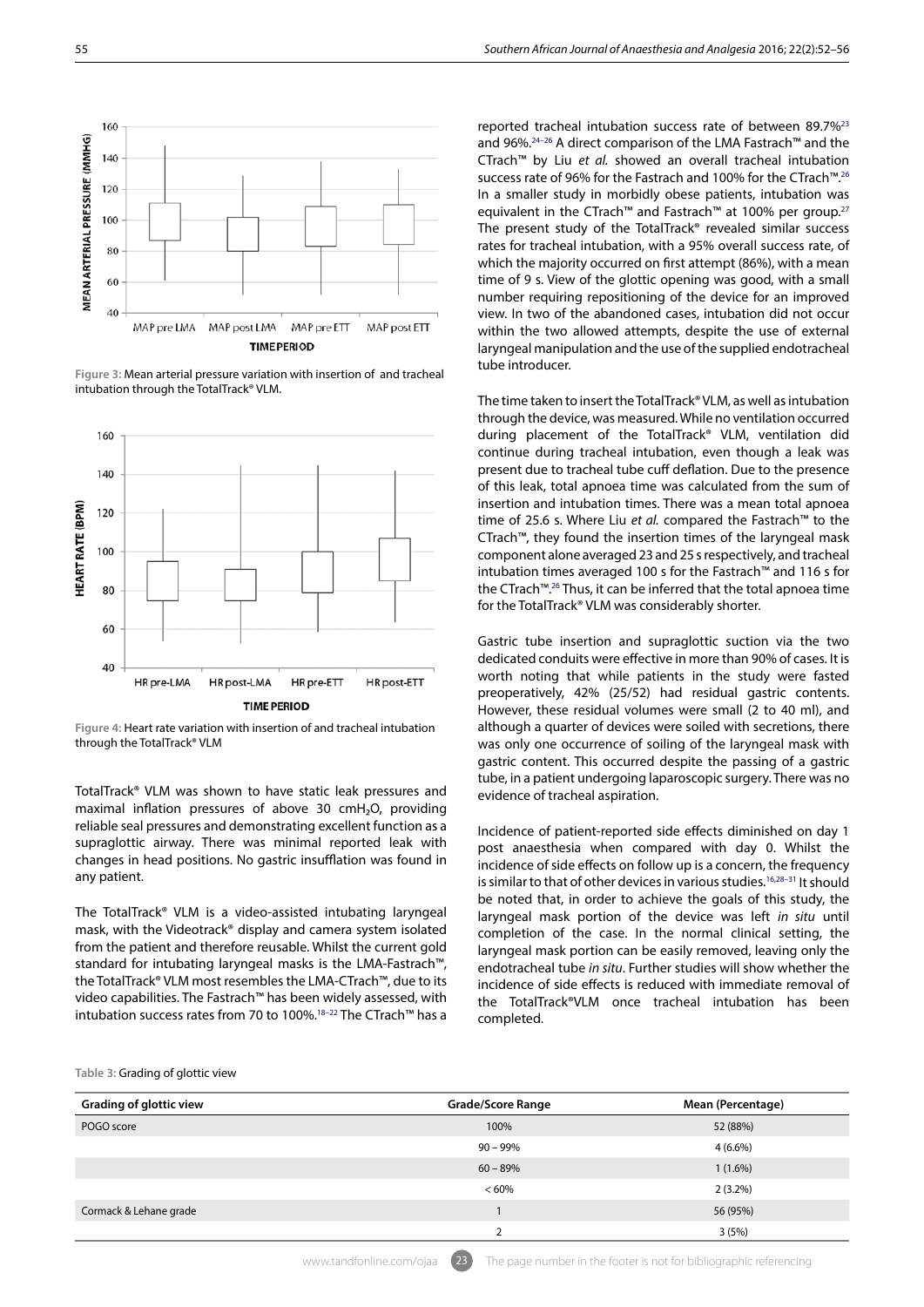Figure 3: Mean arterial pressure variation with insertion of and tracheal intubation through the TotalTrack® VLM.

Figure 4: Heart rate variation with insertion of and tracheal intubation through the TotalTrack® VLM

TotalTrack® VLM was shown to have static leak pressures and maximal inflation pressures of above 30 cm$H_2O$, providing reliable seal pressures and demonstrating excellent function as a supraglottic airway. There was minimal reported leak with changes in head positions. No gastric insufflation was found in any patient.

The TotalTrack® VLM is a video-assisted intubating laryngeal mask, with the Videotrack® display and camera system isolated from the patient and therefore reusable. Whilst the current gold standard for intubating laryngeal masks is the LMA-Fastrach™, the TotalTrack® VLM most resembles the LMA-CTrach™, due to its video capabilities. The Fastrach™ has been widely assessed, with intubation success rates from 70 to 100%.[18–22] The CTrach™ has a reported tracheal intubation success rate of between 89.7%[23] and 96%.[24–26] A direct comparison of the LMA Fastrach™ and the CTrach™ by Liu *et al.* showed an overall tracheal intubation success rate of 96% for the Fastrach and 100% for the CTrach™.[26] In a smaller study in morbidly obese patients, intubation was equivalent in the CTrach™ and Fastrach™ at 100% per group.[27] The present study of the TotalTrack® revealed similar success rates for tracheal intubation, with a 95% overall success rate, of which the majority occurred on first attempt (86%), with a mean time of 9 s. View of the glottic opening was good, with a small number requiring repositioning of the device for an improved view. In two of the abandoned cases, intubation did not occur within the two allowed attempts, despite the use of external laryngeal manipulation and the use of the supplied endotracheal tube introducer.

The time taken to insert the TotalTrack® VLM, as well as intubation through the device, was measured. While no ventilation occurred during placement of the TotalTrack® VLM, ventilation did continue during tracheal intubation, even though a leak was present due to tracheal tube cuff deflation. Due to the presence of this leak, total apnoea time was calculated from the sum of insertion and intubation times. There was a mean total apnoea time of 25.6 s. Where Liu *et al.* compared the Fastrach™ to the CTrach™, they found the insertion times of the laryngeal mask component alone averaged 23 and 25 s respectively, and tracheal intubation times averaged 100 s for the Fastrach™ and 116 s for the CTrach™.[26] Thus, it can be inferred that the total apnoea time for the TotalTrack® VLM was considerably shorter.

Gastric tube insertion and supraglottic suction via the two dedicated conduits were effective in more than 90% of cases. It is worth noting that while patients in the study were fasted preoperatively, 42% (25/52) had residual gastric contents. However, these residual volumes were small (2 to 40 ml), and although a quarter of devices were soiled with secretions, there was only one occurrence of soiling of the laryngeal mask with gastric content. This occurred despite the passing of a gastric tube, in a patient undergoing laparoscopic surgery. There was no evidence of tracheal aspiration.

Incidence of patient-reported side effects diminished on day 1 post anaesthesia when compared with day 0. Whilst the incidence of side effects on follow up is a concern, the frequency is similar to that of other devices in various studies.[16,28–31] It should be noted that, in order to achieve the goals of this study, the laryngeal mask portion of the device was left *in situ* until completion of the case. In the normal clinical setting, the laryngeal mask portion can be easily removed, leaving only the endotracheal tube *in situ*. Further studies will show whether the incidence of side effects is reduced with immediate removal of the TotalTrack®VLM once tracheal intubation has been completed.

Table 3: Grading of glottic view

| Grading of glottic view | Grade/Score Range | Mean (Percentage) |
| --- | --- | --- |
| POGO score | 100% | 52 (88%) |
| | 90 – 99% | 4 (6.6%) |
| | 60 – 89% | 1 (1.6%) |
| | < 60% | 2 (3.2%) |
| Cormack & Lehane grade | 1 | 56 (95%) |
| | 2 | 3 (5%) |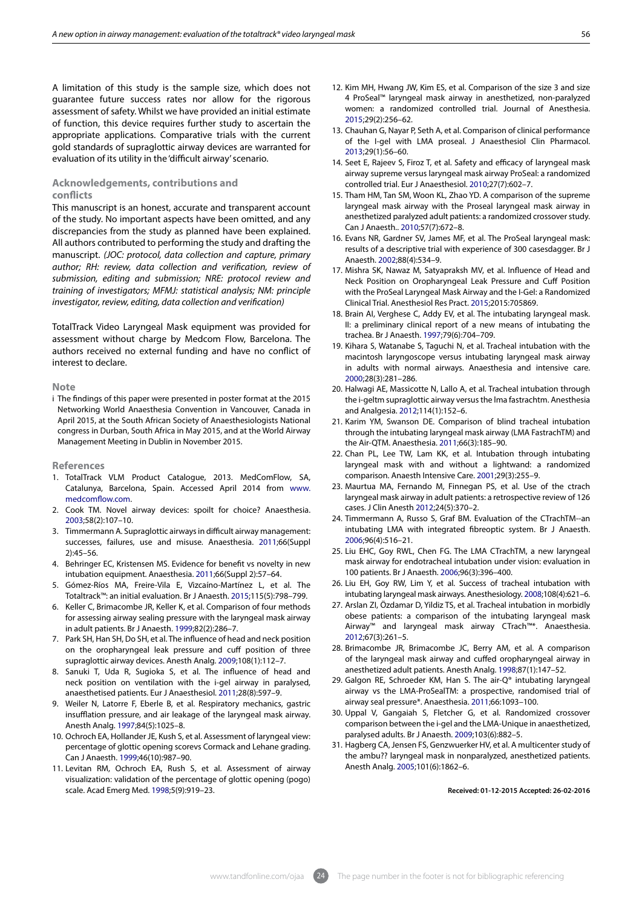A limitation of this study is the sample size, which does not guarantee future success rates nor allow for the rigorous assessment of safety. Whilst we have provided an initial estimate of function, this device requires further study to ascertain the appropriate applications. Comparative trials with the current gold standards of supraglottic airway devices are warranted for evaluation of its utility in the 'difficult airway' scenario.

## Acknowledgements, contributions and conflicts

This manuscript is an honest, accurate and transparent account of the study. No important aspects have been omitted, and any discrepancies from the study as planned have been explained. All authors contributed to performing the study and drafting the manuscript. *(JOC: protocol, data collection and capture, primary author; RH: review, data collection and verification, review of submission, editing and submission; NRE: protocol review and training of investigators; MFMJ: statistical analysis; NM: principle investigator, review, editing, data collection and verification)*

TotalTrack Video Laryngeal Mask equipment was provided for assessment without charge by Medcom Flow, Barcelona. The authors received no external funding and have no conflict of interest to declare.

## Note

i The findings of this paper were presented in poster format at the 2015 Networking World Anaesthesia Convention in Vancouver, Canada in April 2015, at the South African Society of Anaesthesiologists National congress in Durban, South Africa in May 2015, and at the World Airway Management Meeting in Dublin in November 2015.

## References

1. TotalTrack VLM Product Catalogue, 2013. MedComFlow, SA, Catalunya, Barcelona, Spain. Accessed April 2014 from www.medcomflow.com.
2. Cook TM. Novel airway devices: spoilt for choice? Anaesthesia. 2003;58(2):107–10.
3. Timmermann A. Supraglottic airways in difficult airway management: successes, failures, use and misuse. Anaesthesia. 2011;66(Suppl 2):45–56.
4. Behringer EC, Kristensen MS. Evidence for benefit vs novelty in new intubation equipment. Anaesthesia. 2011;66(Suppl 2):57–64.
5. Gómez-Ríos MA, Freire-Vila E, Vizcaíno-Martínez L, et al. The Totaltrack™: an initial evaluation. Br J Anaesth. 2015;115(5):798–799.
6. Keller C, Brimacombe JR, Keller K, et al. Comparison of four methods for assessing airway sealing pressure with the laryngeal mask airway in adult patients. Br J Anaesth. 1999;82(2):286–7.
7. Park SH, Han SH, Do SH, et al. The influence of head and neck position on the oropharyngeal leak pressure and cuff position of three supraglottic airway devices. Anesth Analg. 2009;108(1):112–7.
8. Sanuki T, Uda R, Sugioka S, et al. The influence of head and neck position on ventilation with the i-gel airway in paralysed, anaesthetised patients. Eur J Anaesthesiol. 2011;28(8):597–9.
9. Weiler N, Latorre F, Eberle B, et al. Respiratory mechanics, gastric insufflation pressure, and air leakage of the laryngeal mask airway. Anesth Analg. 1997;84(5):1025–8.
10. Ochroch EA, Hollander JE, Kush S, et al. Assessment of laryngeal view: percentage of glottic opening scorevs Cormack and Lehane grading. Can J Anaesth. 1999;46(10):987–90.
11. Levitan RM, Ochroch EA, Rush S, et al. Assessment of airway visualization: validation of the percentage of glottic opening (pogo) scale. Acad Emerg Med. 1998;5(9):919–23.
12. Kim MH, Hwang JW, Kim ES, et al. Comparison of the size 3 and size 4 ProSeal™ laryngeal mask airway in anesthetized, non-paralyzed women: a randomized controlled trial. Journal of Anesthesia. 2015;29(2):256–62.
13. Chauhan G, Nayar P, Seth A, et al. Comparison of clinical performance of the I-gel with LMA proseal. J Anaesthesiol Clin Pharmacol. 2013;29(1):56–60.
14. Seet E, Rajeev S, Firoz T, et al. Safety and efficacy of laryngeal mask airway supreme versus laryngeal mask airway ProSeal: a randomized controlled trial. Eur J Anaesthesiol. 2010;27(7):602–7.
15. Tham HM, Tan SM, Woon KL, Zhao YD. A comparison of the supreme laryngeal mask airway with the Proseal laryngeal mask airway in anesthetized paralyzed adult patients: a randomized crossover study. Can J Anaesth.. 2010;57(7):672–8.
16. Evans NR, Gardner SV, James MF, et al. The ProSeal laryngeal mask: results of a descriptive trial with experience of 300 casesdagger. Br J Anaesth. 2002;88(4):534–9.
17. Mishra SK, Nawaz M, Satyapraksh MV, et al. Influence of Head and Neck Position on Oropharyngeal Leak Pressure and Cuff Position with the ProSeal Laryngeal Mask Airway and the I-Gel: a Randomized Clinical Trial. Anesthesiol Res Pract. 2015;2015:705869.
18. Brain AI, Verghese C, Addy EV, et al. The intubating laryngeal mask. II: a preliminary clinical report of a new means of intubating the trachea. Br J Anaesth. 1997;79(6):704–709.
19. Kihara S, Watanabe S, Taguchi N, et al. Tracheal intubation with the macintosh laryngoscope versus intubating laryngeal mask airway in adults with normal airways. Anaesthesia and intensive care. 2000;28(3):281–286.
20. Halwagi AE, Massicotte N, Lallo A, et al. Tracheal intubation through the i-geltm supraglottic airway versus the lma fastrachtm. Anesthesia and Analgesia. 2012;114(1):152–6.
21. Karim YM, Swanson DE. Comparison of blind tracheal intubation through the intubating laryngeal mask airway (LMA FastrachTM) and the Air-QTM. Anaesthesia. 2011;66(3):185–90.
22. Chan PL, Lee TW, Lam KK, et al. Intubation through intubating laryngeal mask with and without a lightwand: a randomized comparison. Anaesth Intensive Care. 2001;29(3):255–9.
23. Maurtua MA, Fernando M, Finnegan PS, et al. Use of the ctrach laryngeal mask airway in adult patients: a retrospective review of 126 cases. J Clin Anesth 2012;24(5):370–2.
24. Timmermann A, Russo S, Graf BM. Evaluation of the CTrachTM--an intubating LMA with integrated fibreoptic system. Br J Anaesth. 2006;96(4):516–21.
25. Liu EHC, Goy RWL, Chen FG. The LMA CTrachTM, a new laryngeal mask airway for endotracheal intubation under vision: evaluation in 100 patients. Br J Anaesth. 2006;96(3):396–400.
26. Liu EH, Goy RW, Lim Y, et al. Success of tracheal intubation with intubating laryngeal mask airways. Anesthesiology. 2008;108(4):621–6.
27. Arslan ZI, Özdamar D, Yildiz TS, et al. Tracheal intubation in morbidly obese patients: a comparison of the intubating laryngeal mask Airway™ and laryngeal mask airway CTrach™*. Anaesthesia. 2012;67(3):261–5.
28. Brimacombe JR, Brimacombe JC, Berry AM, et al. A comparison of the laryngeal mask airway and cuffed oropharyngeal airway in anesthetized adult patients. Anesth Analg. 1998;87(1):147–52.
29. Galgon RE, Schroeder KM, Han S. The air-Q® intubating laryngeal airway vs the LMA-ProSealTM: a prospective, randomised trial of airway seal pressure*. Anaesthesia. 2011;66:1093–100.
30. Uppal V, Gangaiah S, Fletcher G, et al. Randomized crossover comparison between the i-gel and the LMA-Unique in anaesthetized, paralysed adults. Br J Anaesth. 2009;103(6):882–5.
31. Hagberg CA, Jensen FS, Genzwuerker HV, et al. A multicenter study of the ambu?? laryngeal mask in nonparalyzed, anesthetized patients. Anesth Analg. 2005;101(6):1862–6.

**Received: 01-12-2015 Accepted: 26-02-2016**